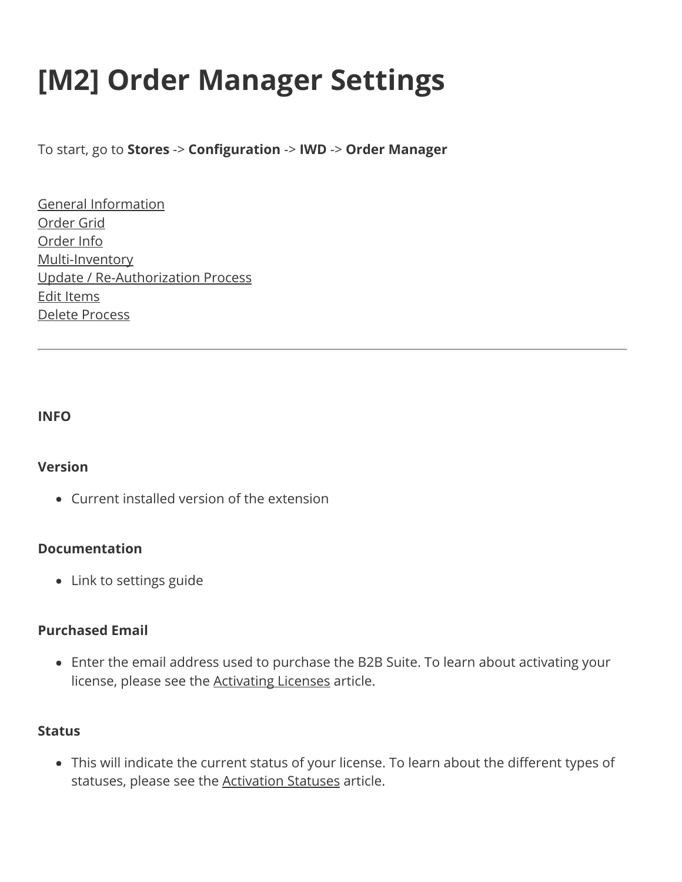# [M2] Order Manager Settings

To start, go to **Stores** -> **Configuration** -> **IWD** -> **Order Manager**

General Information
Order Grid
Order Info
Multi-Inventory
Update / Re-Authorization Process
Edit Items
Delete Process

---

**INFO**

**Version**

- Current installed version of the extension

**Documentation**

- Link to settings guide

**Purchased Email**

- Enter the email address used to purchase the B2B Suite. To learn about activating your license, please see the Activating Licenses article.

**Status**

- This will indicate the current status of your license. To learn about the different types of statuses, please see the Activation Statuses article.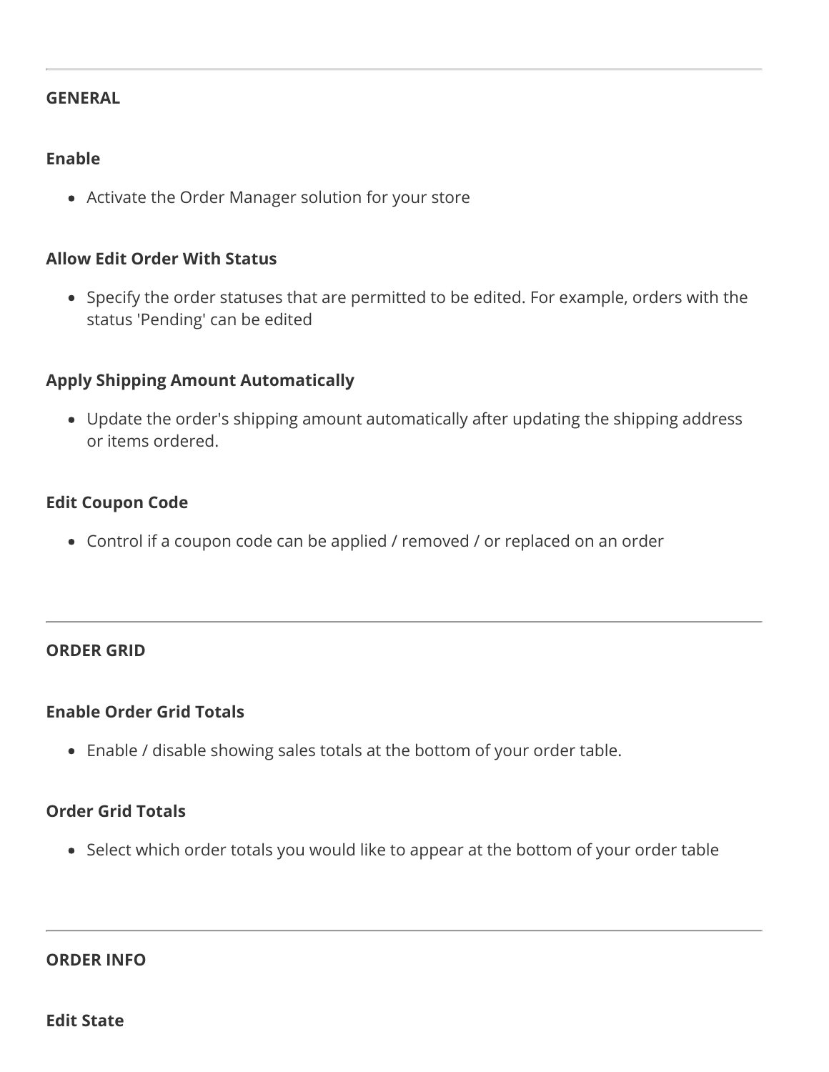---

## GENERAL

### Enable

- Activate the Order Manager solution for your store

### Allow Edit Order With Status

- Specify the order statuses that are permitted to be edited. For example, orders with the status 'Pending' can be edited

### Apply Shipping Amount Automatically

- Update the order's shipping amount automatically after updating the shipping address or items ordered.

### Edit Coupon Code

- Control if a coupon code can be applied / removed / or replaced on an order

---

## ORDER GRID

### Enable Order Grid Totals

- Enable / disable showing sales totals at the bottom of your order table.

### Order Grid Totals

- Select which order totals you would like to appear at the bottom of your order table

---

## ORDER INFO

### Edit State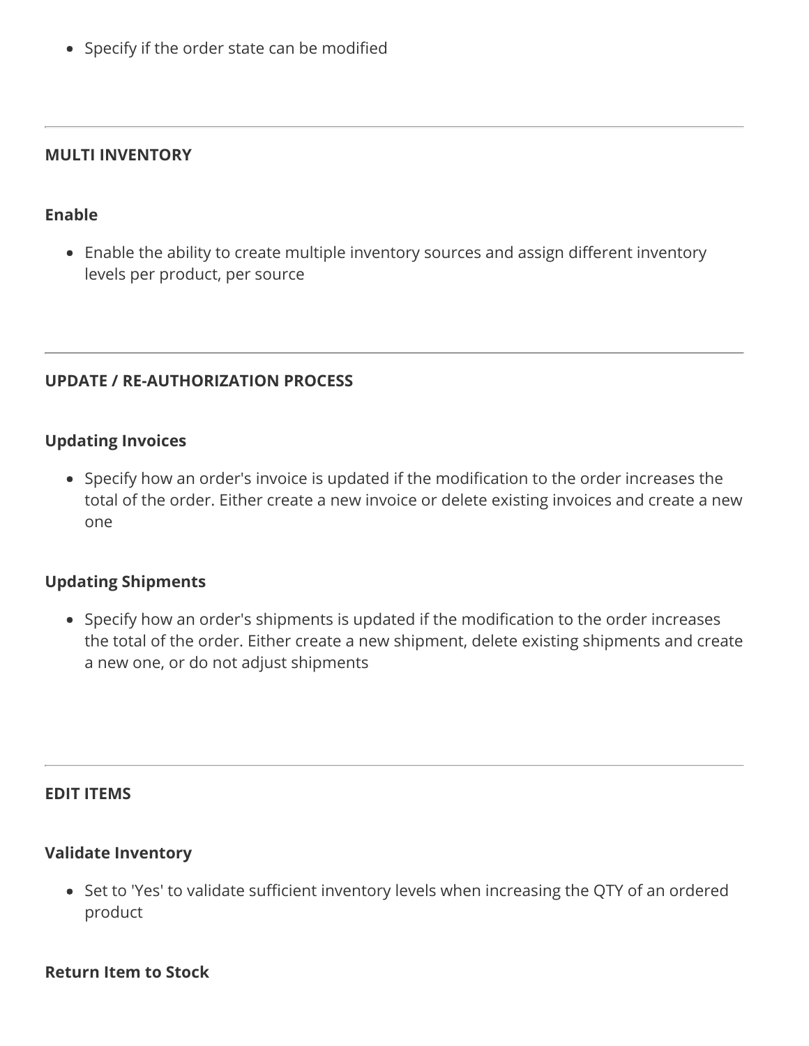- Specify if the order state can be modified

---

**MULTI INVENTORY**

**Enable**

- Enable the ability to create multiple inventory sources and assign different inventory levels per product, per source

---

**UPDATE / RE-AUTHORIZATION PROCESS**

**Updating Invoices**

- Specify how an order's invoice is updated if the modification to the order increases the total of the order. Either create a new invoice or delete existing invoices and create a new one

**Updating Shipments**

- Specify how an order's shipments is updated if the modification to the order increases the total of the order. Either create a new shipment, delete existing shipments and create a new one, or do not adjust shipments

---

**EDIT ITEMS**

**Validate Inventory**

- Set to 'Yes' to validate sufficient inventory levels when increasing the QTY of an ordered product

**Return Item to Stock**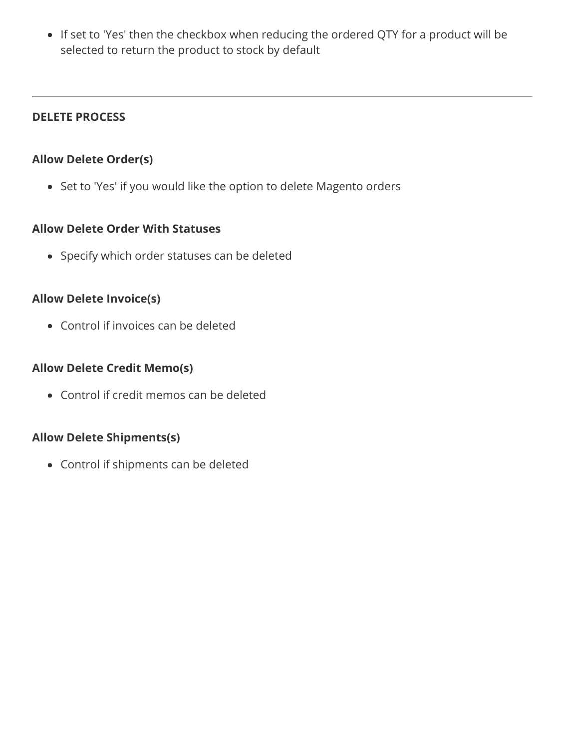- If set to 'Yes' then the checkbox when reducing the ordered QTY for a product will be selected to return the product to stock by default

---

**DELETE PROCESS**

**Allow Delete Order(s)**

- Set to 'Yes' if you would like the option to delete Magento orders

**Allow Delete Order With Statuses**

- Specify which order statuses can be deleted

**Allow Delete Invoice(s)**

- Control if invoices can be deleted

**Allow Delete Credit Memo(s)**

- Control if credit memos can be deleted

**Allow Delete Shipments(s)**

- Control if shipments can be deleted